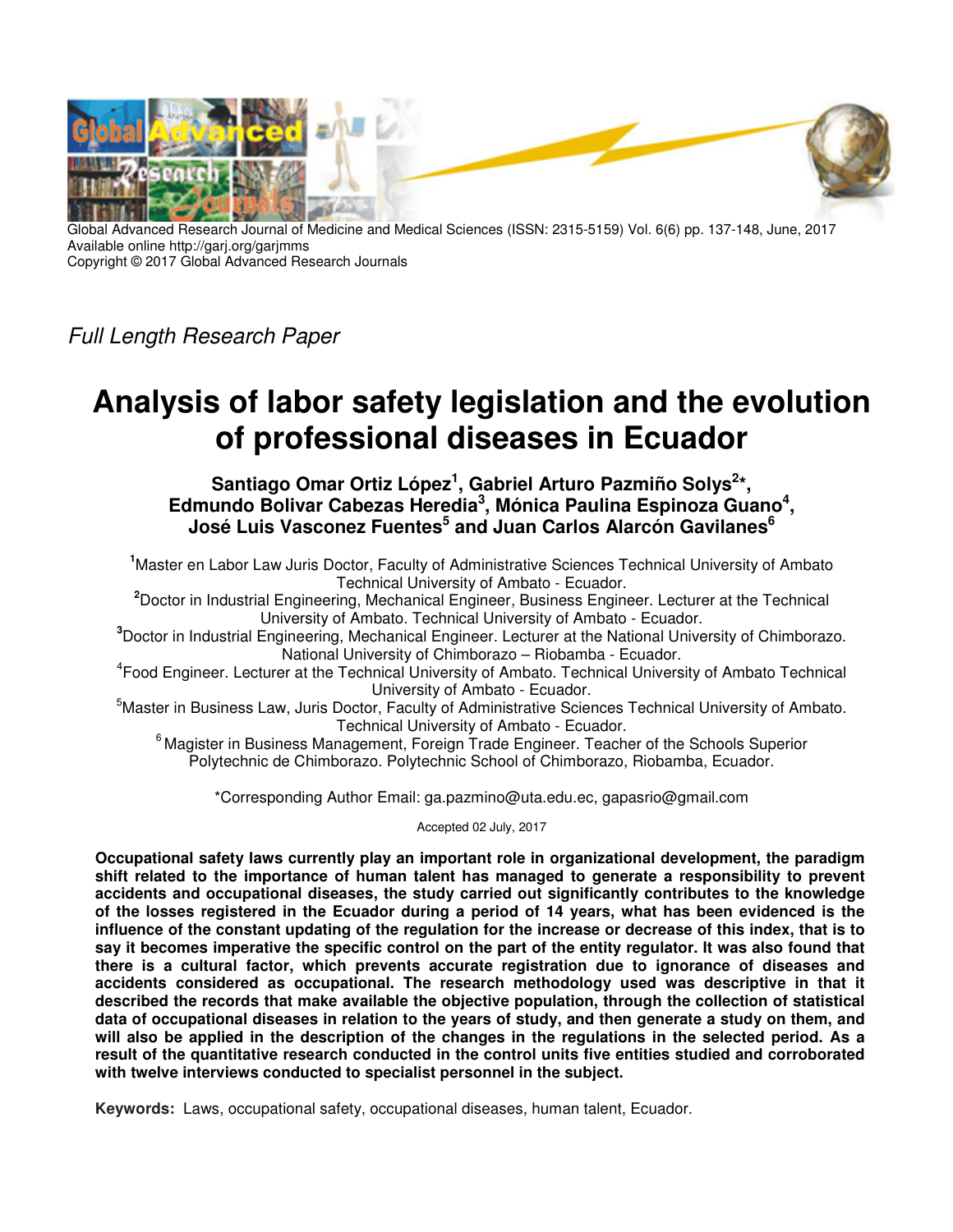Global Advanced Research Journal of Medicine and Medical Sciences (ISSN: 2315-5159) Vol. 6(6) pp. 137-148, June, 2017
Available online http://garj.org/garjmms
Copyright © 2017 Global Advanced Research Journals

*Full Length Research Paper*

# Analysis of labor safety legislation and the evolution of professional diseases in Ecuador

**Santiago Omar Ortiz López[1], Gabriel Arturo Pazmiño Solys[2]*, Edmundo Bolivar Cabezas Heredia[3], Mónica Paulina Espinoza Guano[4], José Luis Vasconez Fuentes[5] and Juan Carlos Alarcón Gavilanes[6]**

[1]Master en Labor Law Juris Doctor, Faculty of Administrative Sciences Technical University of Ambato Technical University of Ambato - Ecuador.

[2]Doctor in Industrial Engineering, Mechanical Engineer, Business Engineer. Lecturer at the Technical University of Ambato. Technical University of Ambato - Ecuador.

[3]Doctor in Industrial Engineering, Mechanical Engineer. Lecturer at the National University of Chimborazo. National University of Chimborazo – Riobamba - Ecuador.

[4]Food Engineer. Lecturer at the Technical University of Ambato. Technical University of Ambato Technical University of Ambato - Ecuador.

[5]Master in Business Law, Juris Doctor, Faculty of Administrative Sciences Technical University of Ambato. Technical University of Ambato - Ecuador.

[6]Magister in Business Management, Foreign Trade Engineer. Teacher of the Schools Superior Polytechnic de Chimborazo. Polytechnic School of Chimborazo, Riobamba, Ecuador.

*Corresponding Author Email: ga.pazmino@uta.edu.ec, gapasrio@gmail.com

Accepted 02 July, 2017

**Occupational safety laws currently play an important role in organizational development, the paradigm shift related to the importance of human talent has managed to generate a responsibility to prevent accidents and occupational diseases, the study carried out significantly contributes to the knowledge of the losses registered in the Ecuador during a period of 14 years, what has been evidenced is the influence of the constant updating of the regulation for the increase or decrease of this index, that is to say it becomes imperative the specific control on the part of the entity regulator. It was also found that there is a cultural factor, which prevents accurate registration due to ignorance of diseases and accidents considered as occupational. The research methodology used was descriptive in that it described the records that make available the objective population, through the collection of statistical data of occupational diseases in relation to the years of study, and then generate a study on them, and will also be applied in the description of the changes in the regulations in the selected period. As a result of the quantitative research conducted in the control units five entities studied and corroborated with twelve interviews conducted to specialist personnel in the subject.**

**Keywords:** Laws, occupational safety, occupational diseases, human talent, Ecuador.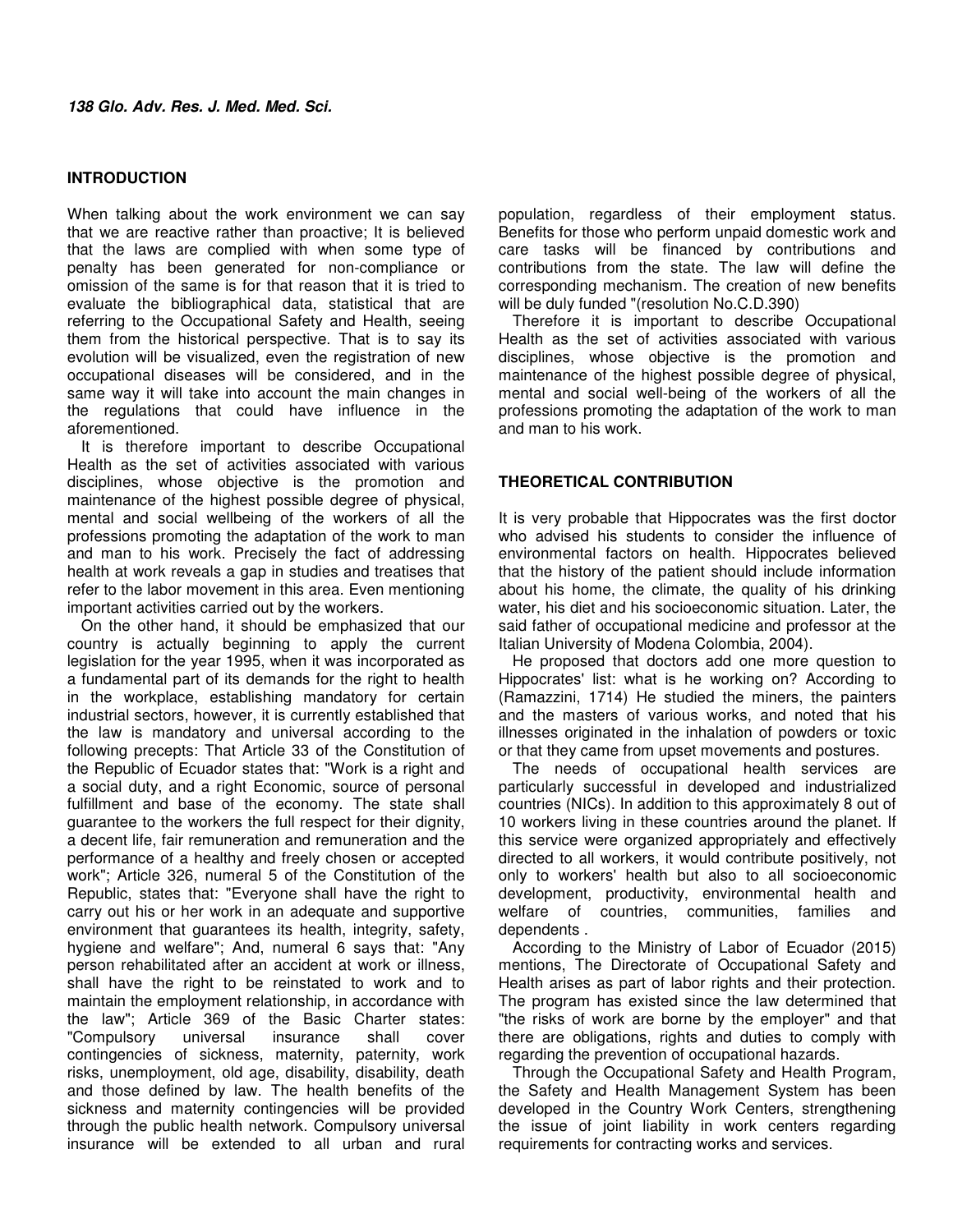## INTRODUCTION

When talking about the work environment we can say that we are reactive rather than proactive; It is believed that the laws are complied with when some type of penalty has been generated for non-compliance or omission of the same is for that reason that it is tried to evaluate the bibliographical data, statistical that are referring to the Occupational Safety and Health, seeing them from the historical perspective. That is to say its evolution will be visualized, even the registration of new occupational diseases will be considered, and in the same way it will take into account the main changes in the regulations that could have influence in the aforementioned.

It is therefore important to describe Occupational Health as the set of activities associated with various disciplines, whose objective is the promotion and maintenance of the highest possible degree of physical, mental and social wellbeing of the workers of all the professions promoting the adaptation of the work to man and man to his work. Precisely the fact of addressing health at work reveals a gap in studies and treatises that refer to the labor movement in this area. Even mentioning important activities carried out by the workers.

On the other hand, it should be emphasized that our country is actually beginning to apply the current legislation for the year 1995, when it was incorporated as a fundamental part of its demands for the right to health in the workplace, establishing mandatory for certain industrial sectors, however, it is currently established that the law is mandatory and universal according to the following precepts: That Article 33 of the Constitution of the Republic of Ecuador states that: "Work is a right and a social duty, and a right Economic, source of personal fulfillment and base of the economy. The state shall guarantee to the workers the full respect for their dignity, a decent life, fair remuneration and remuneration and the performance of a healthy and freely chosen or accepted work"; Article 326, numeral 5 of the Constitution of the Republic, states that: "Everyone shall have the right to carry out his or her work in an adequate and supportive environment that guarantees its health, integrity, safety, hygiene and welfare"; And, numeral 6 says that: "Any person rehabilitated after an accident at work or illness, shall have the right to be reinstated to work and to maintain the employment relationship, in accordance with the law"; Article 369 of the Basic Charter states: "Compulsory universal insurance shall cover contingencies of sickness, maternity, paternity, work risks, unemployment, old age, disability, disability, death and those defined by law. The health benefits of the sickness and maternity contingencies will be provided through the public health network. Compulsory universal insurance will be extended to all urban and rural population, regardless of their employment status. Benefits for those who perform unpaid domestic work and care tasks will be financed by contributions and contributions from the state. The law will define the corresponding mechanism. The creation of new benefits will be duly funded "(resolution No.C.D.390)

Therefore it is important to describe Occupational Health as the set of activities associated with various disciplines, whose objective is the promotion and maintenance of the highest possible degree of physical, mental and social well-being of the workers of all the professions promoting the adaptation of the work to man and man to his work.

## THEORETICAL CONTRIBUTION

It is very probable that Hippocrates was the first doctor who advised his students to consider the influence of environmental factors on health. Hippocrates believed that the history of the patient should include information about his home, the climate, the quality of his drinking water, his diet and his socioeconomic situation. Later, the said father of occupational medicine and professor at the Italian University of Modena Colombia, 2004).

He proposed that doctors add one more question to Hippocrates' list: what is he working on? According to (Ramazzini, 1714) He studied the miners, the painters and the masters of various works, and noted that his illnesses originated in the inhalation of powders or toxic or that they came from upset movements and postures.

The needs of occupational health services are particularly successful in developed and industrialized countries (NICs). In addition to this approximately 8 out of 10 workers living in these countries around the planet. If this service were organized appropriately and effectively directed to all workers, it would contribute positively, not only to workers' health but also to all socioeconomic development, productivity, environmental health and welfare of countries, communities, families and dependents .

According to the Ministry of Labor of Ecuador (2015) mentions, The Directorate of Occupational Safety and Health arises as part of labor rights and their protection. The program has existed since the law determined that "the risks of work are borne by the employer" and that there are obligations, rights and duties to comply with regarding the prevention of occupational hazards.

Through the Occupational Safety and Health Program, the Safety and Health Management System has been developed in the Country Work Centers, strengthening the issue of joint liability in work centers regarding requirements for contracting works and services.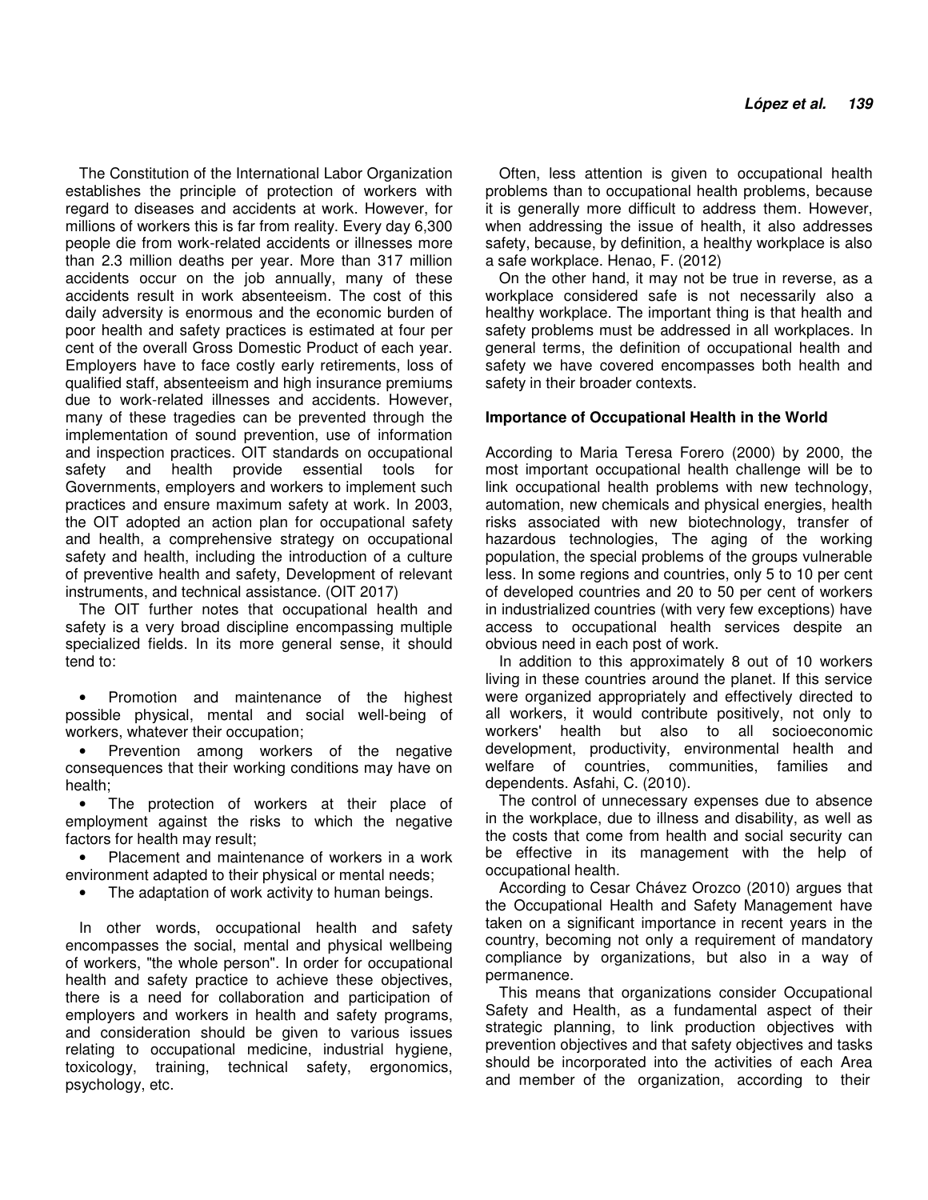The Constitution of the International Labor Organization establishes the principle of protection of workers with regard to diseases and accidents at work. However, for millions of workers this is far from reality. Every day 6,300 people die from work-related accidents or illnesses more than 2.3 million deaths per year. More than 317 million accidents occur on the job annually, many of these accidents result in work absenteeism. The cost of this daily adversity is enormous and the economic burden of poor health and safety practices is estimated at four per cent of the overall Gross Domestic Product of each year. Employers have to face costly early retirements, loss of qualified staff, absenteeism and high insurance premiums due to work-related illnesses and accidents. However, many of these tragedies can be prevented through the implementation of sound prevention, use of information and inspection practices. OIT standards on occupational safety and health provide essential tools for Governments, employers and workers to implement such practices and ensure maximum safety at work. In 2003, the OIT adopted an action plan for occupational safety and health, a comprehensive strategy on occupational safety and health, including the introduction of a culture of preventive health and safety, Development of relevant instruments, and technical assistance. (OIT 2017)

The OIT further notes that occupational health and safety is a very broad discipline encompassing multiple specialized fields. In its more general sense, it should tend to:

- Promotion and maintenance of the highest possible physical, mental and social well-being of workers, whatever their occupation;
- Prevention among workers of the negative consequences that their working conditions may have on health;
- The protection of workers at their place of employment against the risks to which the negative factors for health may result;
- Placement and maintenance of workers in a work environment adapted to their physical or mental needs;
- The adaptation of work activity to human beings.

In other words, occupational health and safety encompasses the social, mental and physical wellbeing of workers, "the whole person". In order for occupational health and safety practice to achieve these objectives, there is a need for collaboration and participation of employers and workers in health and safety programs, and consideration should be given to various issues relating to occupational medicine, industrial hygiene, toxicology, training, technical safety, ergonomics, psychology, etc.

Often, less attention is given to occupational health problems than to occupational health problems, because it is generally more difficult to address them. However, when addressing the issue of health, it also addresses safety, because, by definition, a healthy workplace is also a safe workplace. Henao, F. (2012)

On the other hand, it may not be true in reverse, as a workplace considered safe is not necessarily also a healthy workplace. The important thing is that health and safety problems must be addressed in all workplaces. In general terms, the definition of occupational health and safety we have covered encompasses both health and safety in their broader contexts.

**Importance of Occupational Health in the World**

According to Maria Teresa Forero (2000) by 2000, the most important occupational health challenge will be to link occupational health problems with new technology, automation, new chemicals and physical energies, health risks associated with new biotechnology, transfer of hazardous technologies, The aging of the working population, the special problems of the groups vulnerable less. In some regions and countries, only 5 to 10 per cent of developed countries and 20 to 50 per cent of workers in industrialized countries (with very few exceptions) have access to occupational health services despite an obvious need in each post of work.

In addition to this approximately 8 out of 10 workers living in these countries around the planet. If this service were organized appropriately and effectively directed to all workers, it would contribute positively, not only to workers' health but also to all socioeconomic development, productivity, environmental health and welfare of countries, communities, families and dependents. Asfahi, C. (2010).

The control of unnecessary expenses due to absence in the workplace, due to illness and disability, as well as the costs that come from health and social security can be effective in its management with the help of occupational health.

According to Cesar Chávez Orozco (2010) argues that the Occupational Health and Safety Management have taken on a significant importance in recent years in the country, becoming not only a requirement of mandatory compliance by organizations, but also in a way of permanence.

This means that organizations consider Occupational Safety and Health, as a fundamental aspect of their strategic planning, to link production objectives with prevention objectives and that safety objectives and tasks should be incorporated into the activities of each Area and member of the organization, according to their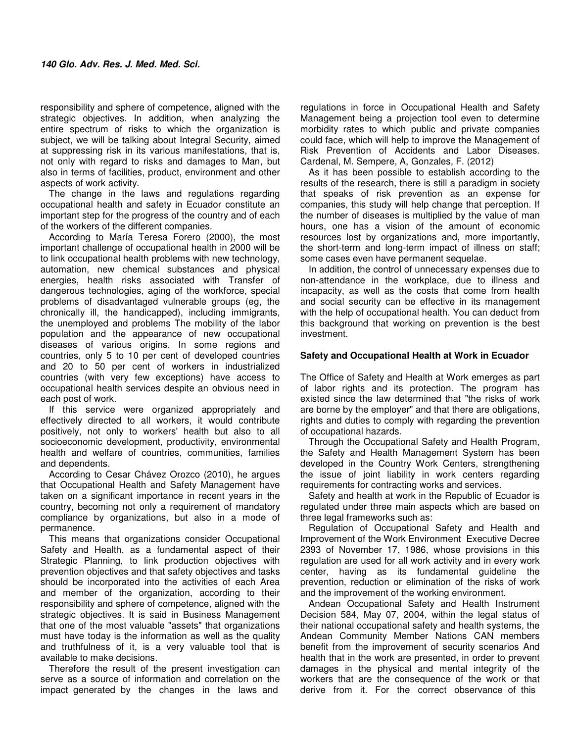responsibility and sphere of competence, aligned with the strategic objectives. In addition, when analyzing the entire spectrum of risks to which the organization is subject, we will be talking about Integral Security, aimed at suppressing risk in its various manifestations, that is, not only with regard to risks and damages to Man, but also in terms of facilities, product, environment and other aspects of work activity.

The change in the laws and regulations regarding occupational health and safety in Ecuador constitute an important step for the progress of the country and of each of the workers of the different companies.

According to María Teresa Forero (2000), the most important challenge of occupational health in 2000 will be to link occupational health problems with new technology, automation, new chemical substances and physical energies, health risks associated with Transfer of dangerous technologies, aging of the workforce, special problems of disadvantaged vulnerable groups (eg, the chronically ill, the handicapped), including immigrants, the unemployed and problems The mobility of the labor population and the appearance of new occupational diseases of various origins. In some regions and countries, only 5 to 10 per cent of developed countries and 20 to 50 per cent of workers in industrialized countries (with very few exceptions) have access to occupational health services despite an obvious need in each post of work.

If this service were organized appropriately and effectively directed to all workers, it would contribute positively, not only to workers' health but also to all socioeconomic development, productivity, environmental health and welfare of countries, communities, families and dependents.

According to Cesar Chávez Orozco (2010), he argues that Occupational Health and Safety Management have taken on a significant importance in recent years in the country, becoming not only a requirement of mandatory compliance by organizations, but also in a mode of permanence.

This means that organizations consider Occupational Safety and Health, as a fundamental aspect of their Strategic Planning, to link production objectives with prevention objectives and that safety objectives and tasks should be incorporated into the activities of each Area and member of the organization, according to their responsibility and sphere of competence, aligned with the strategic objectives. It is said in Business Management that one of the most valuable "assets" that organizations must have today is the information as well as the quality and truthfulness of it, is a very valuable tool that is available to make decisions.

Therefore the result of the present investigation can serve as a source of information and correlation on the impact generated by the changes in the laws and regulations in force in Occupational Health and Safety Management being a projection tool even to determine morbidity rates to which public and private companies could face, which will help to improve the Management of Risk Prevention of Accidents and Labor Diseases. Cardenal, M. Sempere, A, Gonzales, F. (2012)

As it has been possible to establish according to the results of the research, there is still a paradigm in society that speaks of risk prevention as an expense for companies, this study will help change that perception. If the number of diseases is multiplied by the value of man hours, one has a vision of the amount of economic resources lost by organizations and, more importantly, the short-term and long-term impact of illness on staff; some cases even have permanent sequelae.

In addition, the control of unnecessary expenses due to non-attendance in the workplace, due to illness and incapacity, as well as the costs that come from health and social security can be effective in its management with the help of occupational health. You can deduct from this background that working on prevention is the best investment.

### Safety and Occupational Health at Work in Ecuador

The Office of Safety and Health at Work emerges as part of labor rights and its protection. The program has existed since the law determined that "the risks of work are borne by the employer" and that there are obligations, rights and duties to comply with regarding the prevention of occupational hazards.

Through the Occupational Safety and Health Program, the Safety and Health Management System has been developed in the Country Work Centers, strengthening the issue of joint liability in work centers regarding requirements for contracting works and services.

Safety and health at work in the Republic of Ecuador is regulated under three main aspects which are based on three legal frameworks such as:

Regulation of Occupational Safety and Health and Improvement of the Work Environment Executive Decree 2393 of November 17, 1986, whose provisions in this regulation are used for all work activity and in every work center, having as its fundamental guideline the prevention, reduction or elimination of the risks of work and the improvement of the working environment.

Andean Occupational Safety and Health Instrument Decision 584, May 07, 2004, within the legal status of their national occupational safety and health systems, the Andean Community Member Nations CAN members benefit from the improvement of security scenarios And health that in the work are presented, in order to prevent damages in the physical and mental integrity of the workers that are the consequence of the work or that derive from it. For the correct observance of this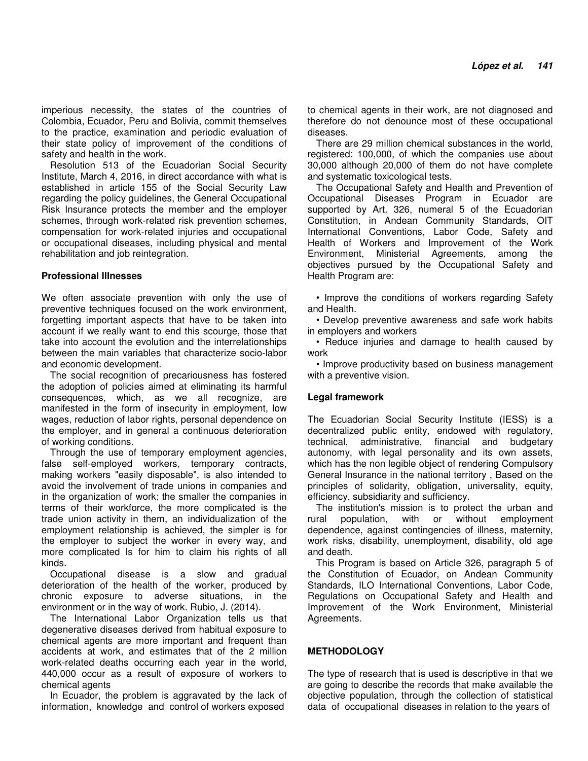imperious necessity, the states of the countries of Colombia, Ecuador, Peru and Bolivia, commit themselves to the practice, examination and periodic evaluation of their state policy of improvement of the conditions of safety and health in the work.

Resolution 513 of the Ecuadorian Social Security Institute, March 4, 2016, in direct accordance with what is established in article 155 of the Social Security Law regarding the policy guidelines, the General Occupational Risk Insurance protects the member and the employer schemes, through work-related risk prevention schemes, compensation for work-related injuries and occupational or occupational diseases, including physical and mental rehabilitation and job reintegration.

**Professional Illnesses**

We often associate prevention with only the use of preventive techniques focused on the work environment, forgetting important aspects that have to be taken into account if we really want to end this scourge, those that take into account the evolution and the interrelationships between the main variables that characterize socio-labor and economic development.

The social recognition of precariousness has fostered the adoption of policies aimed at eliminating its harmful consequences, which, as we all recognize, are manifested in the form of insecurity in employment, low wages, reduction of labor rights, personal dependence on the employer, and in general a continuous deterioration of working conditions.

Through the use of temporary employment agencies, false self-employed workers, temporary contracts, making workers "easily disposable", is also intended to avoid the involvement of trade unions in companies and in the organization of work; the smaller the companies in terms of their workforce, the more complicated is the trade union activity in them, an individualization of the employment relationship is achieved, the simpler is for the employer to subject the worker in every way, and more complicated Is for him to claim his rights of all kinds.

Occupational disease is a slow and gradual deterioration of the health of the worker, produced by chronic exposure to adverse situations, in the environment or in the way of work. Rubio, J. (2014).

The International Labor Organization tells us that degenerative diseases derived from habitual exposure to chemical agents are more important and frequent than accidents at work, and estimates that of the 2 million work-related deaths occurring each year in the world, 440,000 occur as a result of exposure of workers to chemical agents

In Ecuador, the problem is aggravated by the lack of information, knowledge and control of workers exposed to chemical agents in their work, are not diagnosed and therefore do not denounce most of these occupational diseases.

There are 29 million chemical substances in the world, registered: 100,000, of which the companies use about 30,000 although 20,000 of them do not have complete and systematic toxicological tests.

The Occupational Safety and Health and Prevention of Occupational Diseases Program in Ecuador are supported by Art. 326, numeral 5 of the Ecuadorian Constitution, in Andean Community Standards, OIT International Conventions, Labor Code, Safety and Health of Workers and Improvement of the Work Environment, Ministerial Agreements, among the objectives pursued by the Occupational Safety and Health Program are:

- Improve the conditions of workers regarding Safety and Health.
- Develop preventive awareness and safe work habits in employers and workers
- Reduce injuries and damage to health caused by work
- Improve productivity based on business management with a preventive vision.

**Legal framework**

The Ecuadorian Social Security Institute (IESS) is a decentralized public entity, endowed with regulatory, technical, administrative, financial and budgetary autonomy, with legal personality and its own assets, which has the non legible object of rendering Compulsory General Insurance in the national territory , Based on the principles of solidarity, obligation, universality, equity, efficiency, subsidiarity and sufficiency.

The institution's mission is to protect the urban and rural population, with or without employment dependence, against contingencies of illness, maternity, work risks, disability, unemployment, disability, old age and death.

This Program is based on Article 326, paragraph 5 of the Constitution of Ecuador, on Andean Community Standards, ILO International Conventions, Labor Code, Regulations on Occupational Safety and Health and Improvement of the Work Environment, Ministerial Agreements.

## METHODOLOGY

The type of research that is used is descriptive in that we are going to describe the records that make available the objective population, through the collection of statistical data of occupational diseases in relation to the years of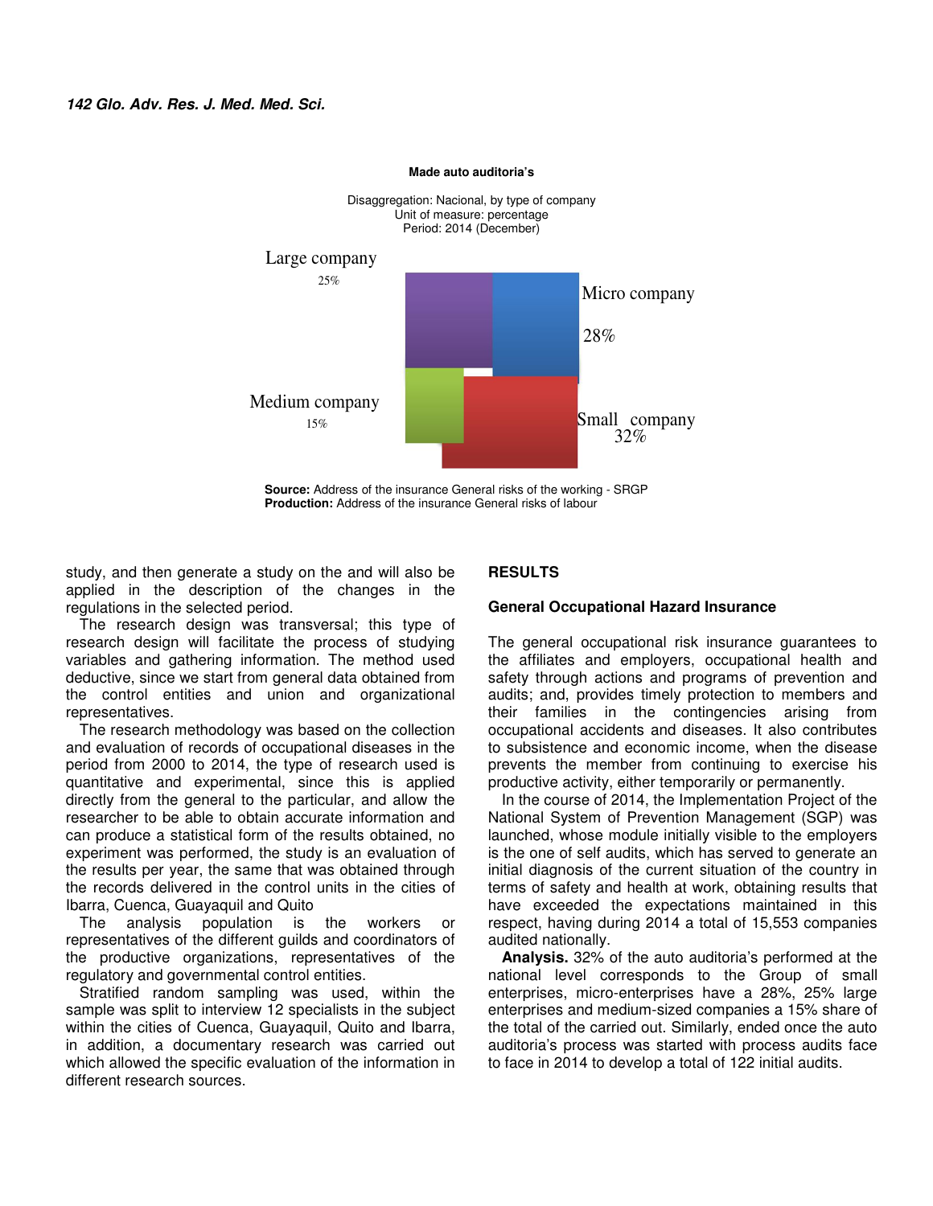**Made auto auditoria's**

Disaggregation: Nacional, by type of company
Unit of measure: percentage
Period: 2014 (December)

Large company 25%

Micro company 28%

Medium company 15%

Small company 32%

**Source:** Address of the insurance General risks of the working - SRGP
**Production:** Address of the insurance General risks of labour

study, and then generate a study on the and will also be applied in the description of the changes in the regulations in the selected period.

The research design was transversal; this type of research design will facilitate the process of studying variables and gathering information. The method used deductive, since we start from general data obtained from the control entities and union and organizational representatives.

The research methodology was based on the collection and evaluation of records of occupational diseases in the period from 2000 to 2014, the type of research used is quantitative and experimental, since this is applied directly from the general to the particular, and allow the researcher to be able to obtain accurate information and can produce a statistical form of the results obtained, no experiment was performed, the study is an evaluation of the results per year, the same that was obtained through the records delivered in the control units in the cities of Ibarra, Cuenca, Guayaquil and Quito

The analysis population is the workers or representatives of the different guilds and coordinators of the productive organizations, representatives of the regulatory and governmental control entities.

Stratified random sampling was used, within the sample was split to interview 12 specialists in the subject within the cities of Cuenca, Guayaquil, Quito and Ibarra, in addition, a documentary research was carried out which allowed the specific evaluation of the information in different research sources.

## RESULTS

### General Occupational Hazard Insurance

The general occupational risk insurance guarantees to the affiliates and employers, occupational health and safety through actions and programs of prevention and audits; and, provides timely protection to members and their families in the contingencies arising from occupational accidents and diseases. It also contributes to subsistence and economic income, when the disease prevents the member from continuing to exercise his productive activity, either temporarily or permanently.

In the course of 2014, the Implementation Project of the National System of Prevention Management (SGP) was launched, whose module initially visible to the employers is the one of self audits, which has served to generate an initial diagnosis of the current situation of the country in terms of safety and health at work, obtaining results that have exceeded the expectations maintained in this respect, having during 2014 a total of 15,553 companies audited nationally.

**Analysis.** 32% of the auto auditoria's performed at the national level corresponds to the Group of small enterprises, micro-enterprises have a 28%, 25% large enterprises and medium-sized companies a 15% share of the total of the carried out. Similarly, ended once the auto auditoria's process was started with process audits face to face in 2014 to develop a total of 122 initial audits.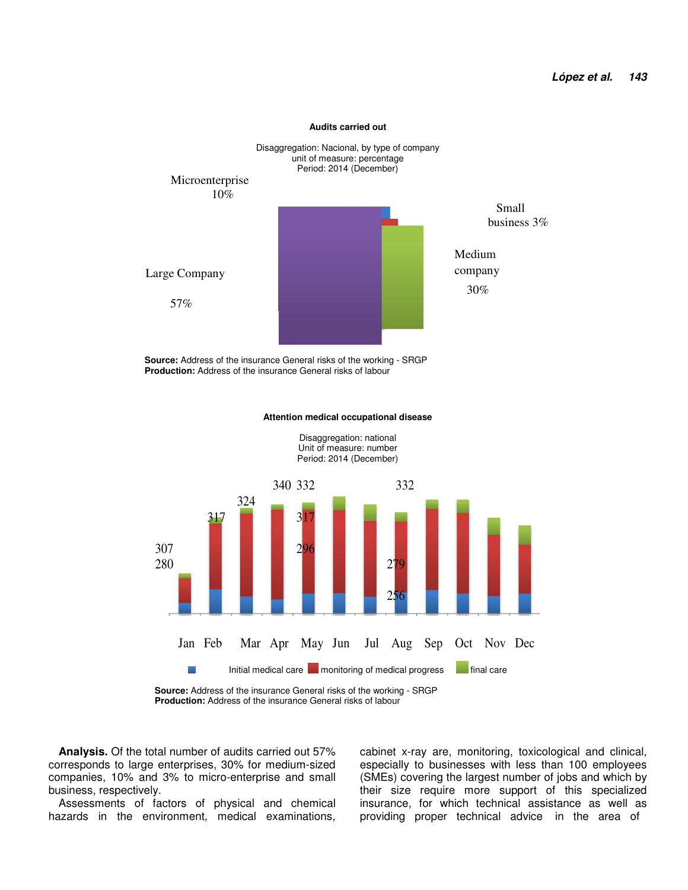**Audits carried out**

Disaggregation: Nacional, by type of company
unit of measure: percentage
Period: 2014 (December)

Microenterprise 10%

Small business 3%

Medium company 30%

Large Company 57%

**Source:** Address of the insurance General risks of the working - SRGP
**Production:** Address of the insurance General risks of labour

**Attention medical occupational disease**

Disaggregation: national
Unit of measure: number
Period: 2014 (December)

307 280 317 324 340 332 317 296 332 279 256

Jan Feb Mar Apr May Jun Jul Aug Sep Oct Nov Dec

Initial medical care  monitoring of medical progress  final care

**Source:** Address of the insurance General risks of the working - SRGP
**Production:** Address of the insurance General risks of labour

**Analysis.** Of the total number of audits carried out 57% corresponds to large enterprises, 30% for medium-sized companies, 10% and 3% to micro-enterprise and small business, respectively.

Assessments of factors of physical and chemical hazards in the environment, medical examinations, cabinet x-ray are, monitoring, toxicological and clinical, especially to businesses with less than 100 employees (SMEs) covering the largest number of jobs and which by their size require more support of this specialized insurance, for which technical assistance as well as providing proper technical advice in the area of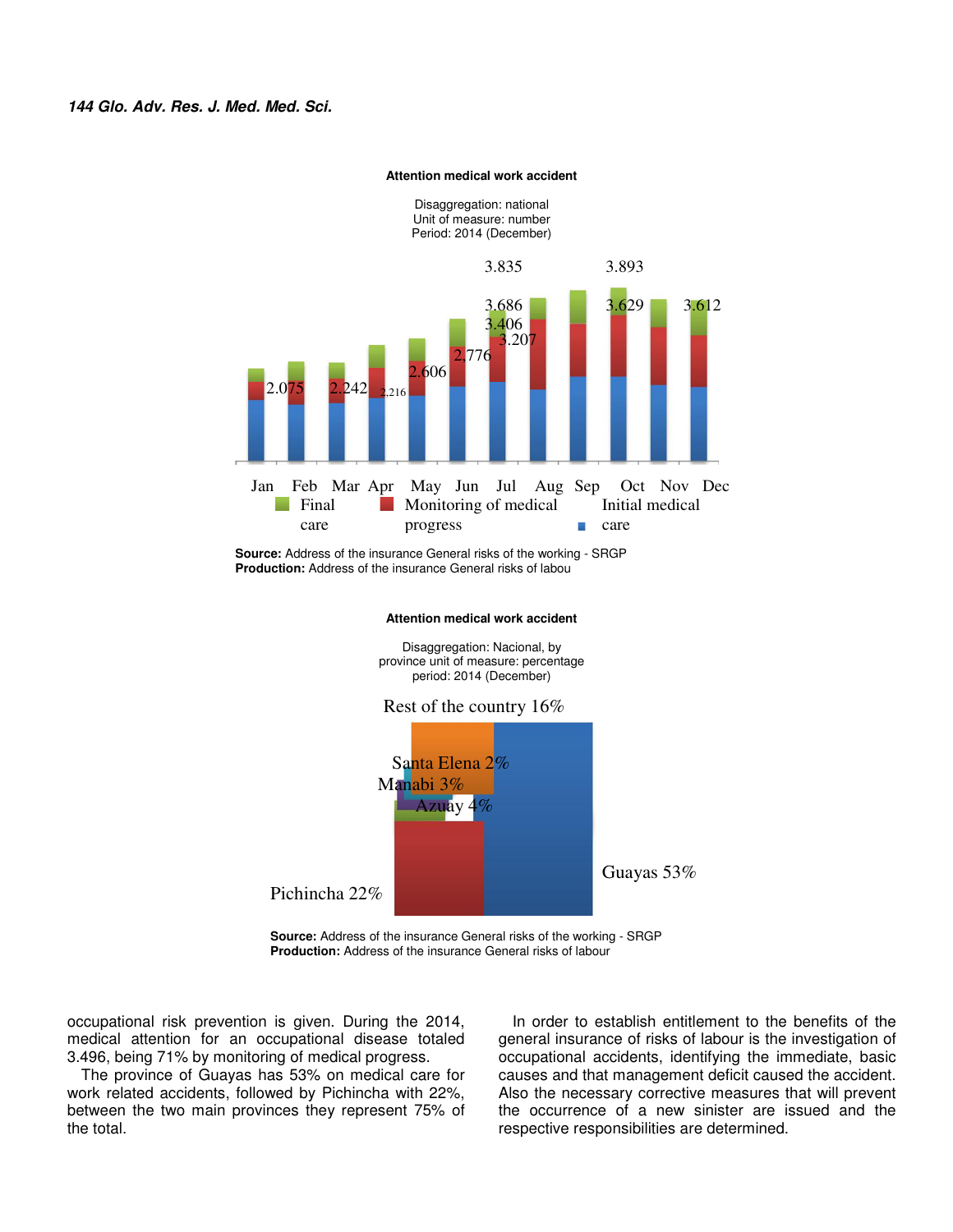**Attention medical work accident**

Disaggregation: national
Unit of measure: number
Period: 2014 (December)

3.835 3.893

3.686 3.629 3.612
3.406
3.207
2.776
2.606
2.075 2.242 2,216

Jan Feb Mar Apr May Jun Jul Aug Sep Oct Nov Dec

Final care | Monitoring of medical progress | Initial medical care

**Source:** Address of the insurance General risks of the working - SRGP
**Production:** Address of the insurance General risks of labou

**Attention medical work accident**

Disaggregation: Nacional, by province unit of measure: percentage
period: 2014 (December)

Rest of the country 16%

Santa Elena 2%
Manabi 3%
Azuay 4%

Guayas 53%

Pichincha 22%

**Source:** Address of the insurance General risks of the working - SRGP
**Production:** Address of the insurance General risks of labour

occupational risk prevention is given. During the 2014, medical attention for an occupational disease totaled 3.496, being 71% by monitoring of medical progress.

The province of Guayas has 53% on medical care for work related accidents, followed by Pichincha with 22%, between the two main provinces they represent 75% of the total.

In order to establish entitlement to the benefits of the general insurance of risks of labour is the investigation of occupational accidents, identifying the immediate, basic causes and that management deficit caused the accident. Also the necessary corrective measures that will prevent the occurrence of a new sinister are issued and the respective responsibilities are determined.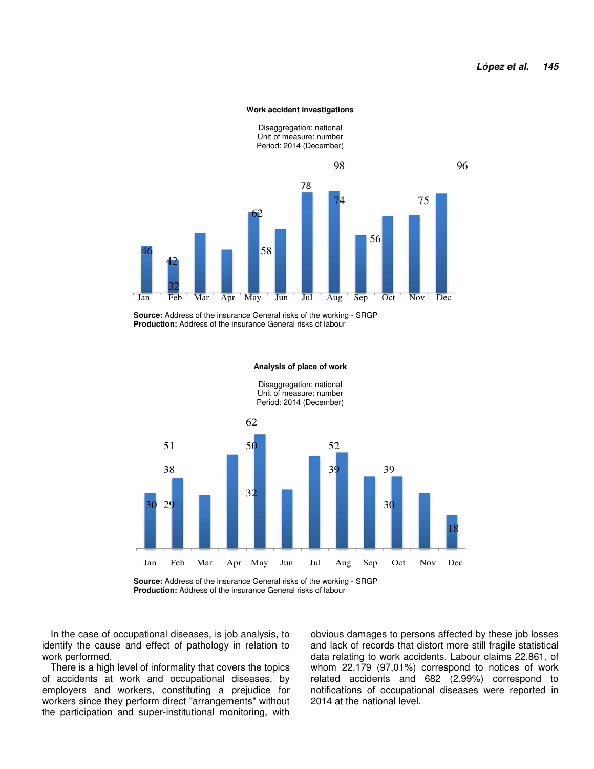**Work accident investigations**

Disaggregation: national
Unit of measure: number
Period: 2014 (December)

| Jan | Feb | Mar | Apr | May | Jun | Jul | Aug | Sep | Oct | Nov | Dec |
|---|---|---|---|---|---|---|---|---|---|---|---|
| 46 | 32 | 62 | 42 | 78 | 58 | 98 | 74 | 56 | 56 | 75 | 96 |

**Source:** Address of the insurance General risks of the working - SRGP
**Production:** Address of the insurance General risks of labour

**Analysis of place of work**

Disaggregation: national
Unit of measure: number
Period: 2014 (December)

| Jan | Feb | Mar | Apr | May | Jun | Jul | Aug | Sep | Oct | Nov | Dec |
|---|---|---|---|---|---|---|---|---|---|---|---|
| 30 | 38 | 29 | 51 | 62 | 32 | 50 | 52 | 39 | 39 | 30 | 18 |

**Source:** Address of the insurance General risks of the working - SRGP
**Production:** Address of the insurance General risks of labour

In the case of occupational diseases, is job analysis, to identify the cause and effect of pathology in relation to work performed.

There is a high level of informality that covers the topics of accidents at work and occupational diseases, by employers and workers, constituting a prejudice for workers since they perform direct "arrangements" without the participation and super-institutional monitoring, with obvious damages to persons affected by these job losses and lack of records that distort more still fragile statistical data relating to work accidents. Labour claims 22.861, of whom 22.179 (97,01%) correspond to notices of work related accidents and 682 (2.99%) correspond to notifications of occupational diseases were reported in 2014 at the national level.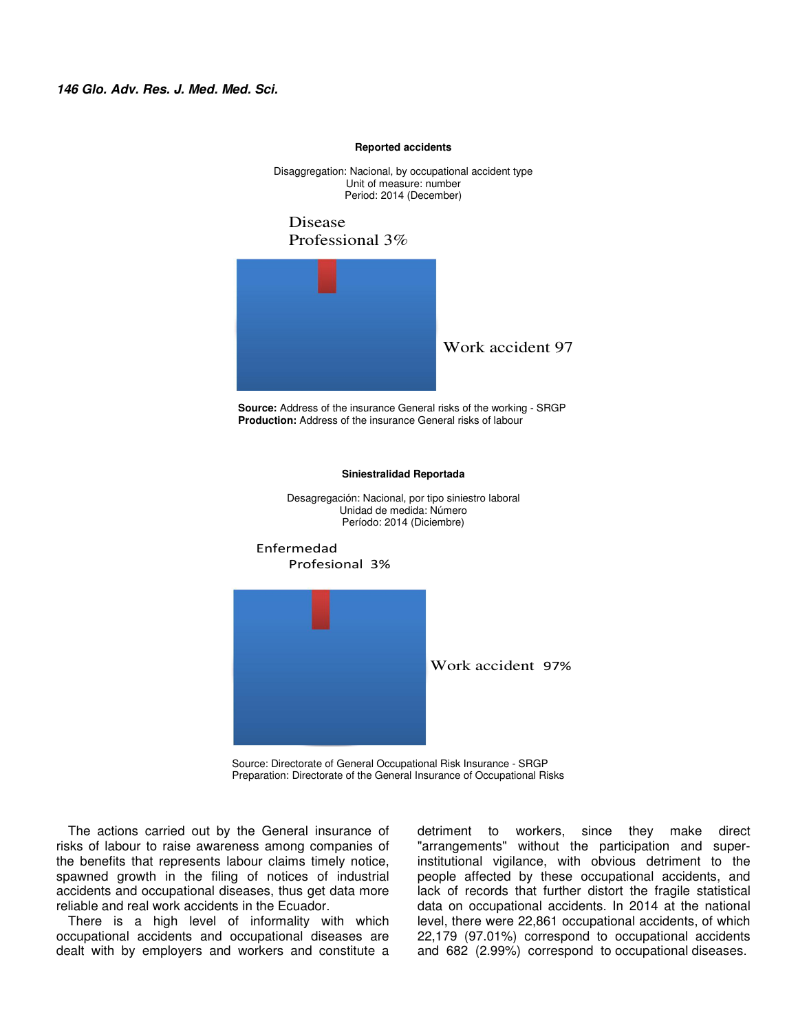**Reported accidents**

Disaggregation: Nacional, by occupational accident type
Unit of measure: number
Period: 2014 (December)

Disease
Professional 3%

Work accident 97

**Source:** Address of the insurance General risks of the working - SRGP
**Production:** Address of the insurance General risks of labour

**Siniestralidad Reportada**

Desagregación: Nacional, por tipo siniestro laboral
Unidad de medida: Número
Período: 2014 (Diciembre)

Enfermedad
Profesional 3%

Work accident 97%

Source: Directorate of General Occupational Risk Insurance - SRGP
Preparation: Directorate of the General Insurance of Occupational Risks

The actions carried out by the General insurance of risks of labour to raise awareness among companies of the benefits that represents labour claims timely notice, spawned growth in the filing of notices of industrial accidents and occupational diseases, thus get data more reliable and real work accidents in the Ecuador.

There is a high level of informality with which occupational accidents and occupational diseases are dealt with by employers and workers and constitute a detriment to workers, since they make direct "arrangements" without the participation and super-institutional vigilance, with obvious detriment to the people affected by these occupational accidents, and lack of records that further distort the fragile statistical data on occupational accidents. In 2014 at the national level, there were 22,861 occupational accidents, of which 22,179 (97.01%) correspond to occupational accidents and 682 (2.99%) correspond to occupational diseases.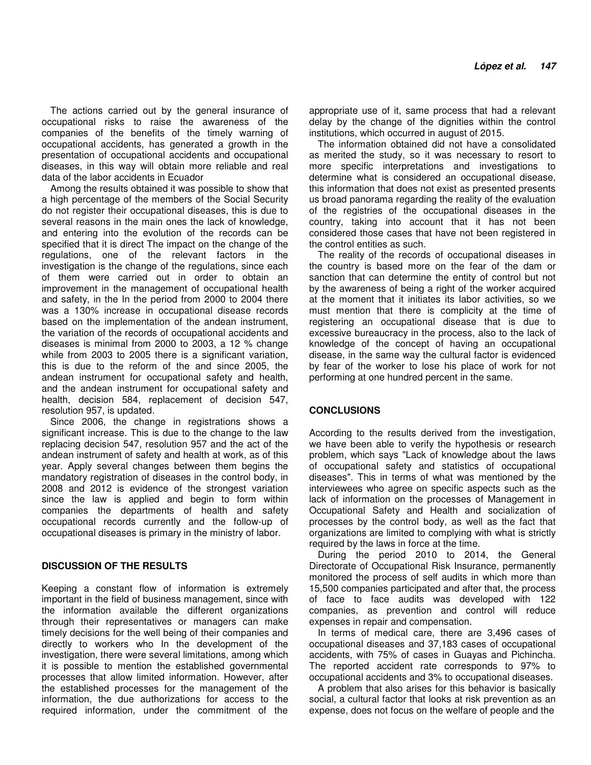The actions carried out by the general insurance of occupational risks to raise the awareness of the companies of the benefits of the timely warning of occupational accidents, has generated a growth in the presentation of occupational accidents and occupational diseases, in this way will obtain more reliable and real data of the labor accidents in Ecuador

Among the results obtained it was possible to show that a high percentage of the members of the Social Security do not register their occupational diseases, this is due to several reasons in the main ones the lack of knowledge, and entering into the evolution of the records can be specified that it is direct The impact on the change of the regulations, one of the relevant factors in the investigation is the change of the regulations, since each of them were carried out in order to obtain an improvement in the management of occupational health and safety, in the In the period from 2000 to 2004 there was a 130% increase in occupational disease records based on the implementation of the andean instrument, the variation of the records of occupational accidents and diseases is minimal from 2000 to 2003, a 12 % change while from 2003 to 2005 there is a significant variation, this is due to the reform of the and since 2005, the andean instrument for occupational safety and health, and the andean instrument for occupational safety and health, decision 584, replacement of decision 547, resolution 957, is updated.

Since 2006, the change in registrations shows a significant increase. This is due to the change to the law replacing decision 547, resolution 957 and the act of the andean instrument of safety and health at work, as of this year. Apply several changes between them begins the mandatory registration of diseases in the control body, in 2008 and 2012 is evidence of the strongest variation since the law is applied and begin to form within companies the departments of health and safety occupational records currently and the follow-up of occupational diseases is primary in the ministry of labor.

## DISCUSSION OF THE RESULTS

Keeping a constant flow of information is extremely important in the field of business management, since with the information available the different organizations through their representatives or managers can make timely decisions for the well being of their companies and directly to workers who In the development of the investigation, there were several limitations, among which it is possible to mention the established governmental processes that allow limited information. However, after the established processes for the management of the information, the due authorizations for access to the required information, under the commitment of the appropriate use of it, same process that had a relevant delay by the change of the dignities within the control institutions, which occurred in august of 2015.

The information obtained did not have a consolidated as merited the study, so it was necessary to resort to more specific interpretations and investigations to determine what is considered an occupational disease, this information that does not exist as presented presents us broad panorama regarding the reality of the evaluation of the registries of the occupational diseases in the country, taking into account that it has not been considered those cases that have not been registered in the control entities as such.

The reality of the records of occupational diseases in the country is based more on the fear of the dam or sanction that can determine the entity of control but not by the awareness of being a right of the worker acquired at the moment that it initiates its labor activities, so we must mention that there is complicity at the time of registering an occupational disease that is due to excessive bureaucracy in the process, also to the lack of knowledge of the concept of having an occupational disease, in the same way the cultural factor is evidenced by fear of the worker to lose his place of work for not performing at one hundred percent in the same.

## CONCLUSIONS

According to the results derived from the investigation, we have been able to verify the hypothesis or research problem, which says "Lack of knowledge about the laws of occupational safety and statistics of occupational diseases". This in terms of what was mentioned by the interviewees who agree on specific aspects such as the lack of information on the processes of Management in Occupational Safety and Health and socialization of processes by the control body, as well as the fact that organizations are limited to complying with what is strictly required by the laws in force at the time.

During the period 2010 to 2014, the General Directorate of Occupational Risk Insurance, permanently monitored the process of self audits in which more than 15,500 companies participated and after that, the process of face to face audits was developed with 122 companies, as prevention and control will reduce expenses in repair and compensation.

In terms of medical care, there are 3,496 cases of occupational diseases and 37,183 cases of occupational accidents, with 75% of cases in Guayas and Pichincha. The reported accident rate corresponds to 97% to occupational accidents and 3% to occupational diseases.

A problem that also arises for this behavior is basically social, a cultural factor that looks at risk prevention as an expense, does not focus on the welfare of people and the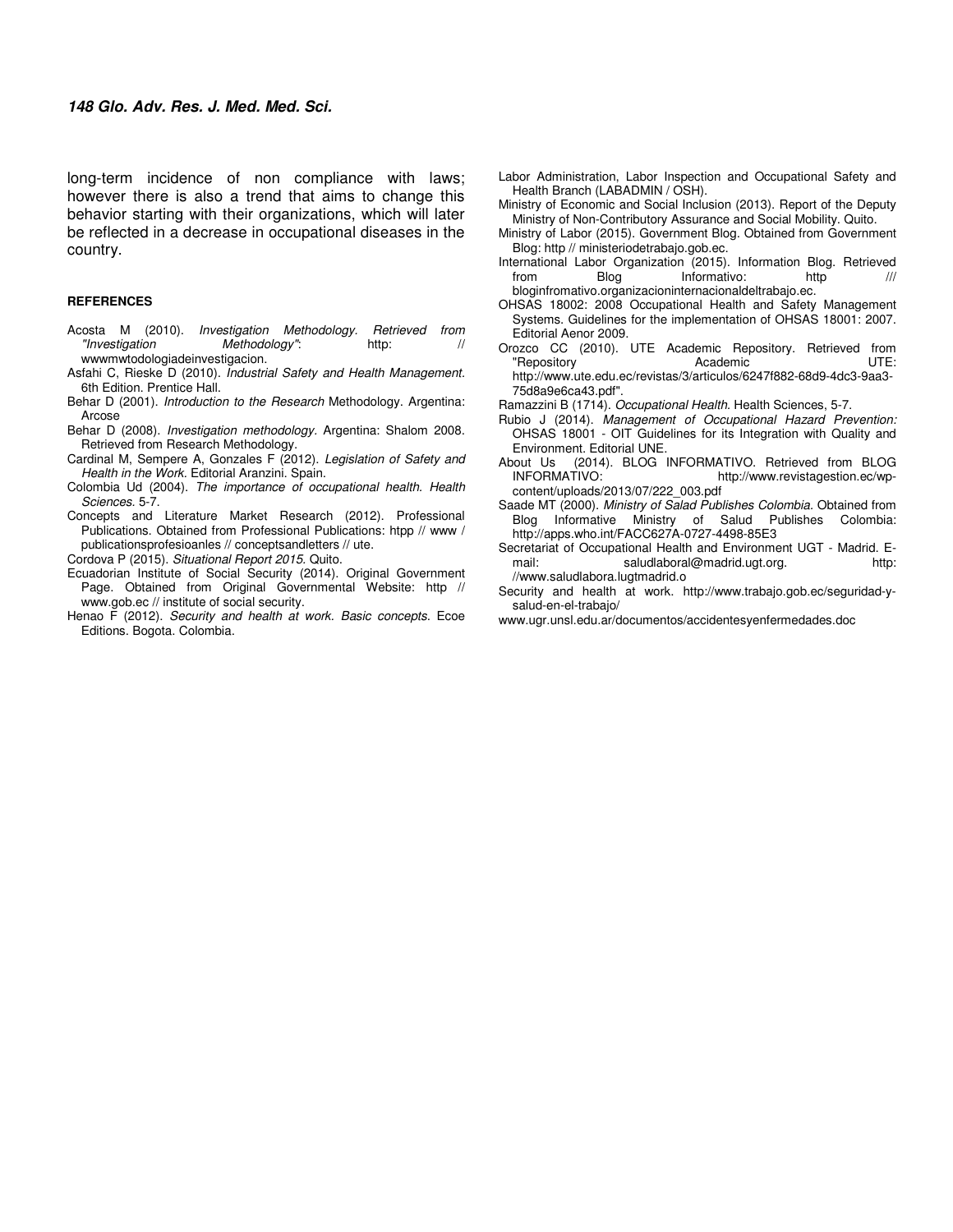long-term incidence of non compliance with laws; however there is also a trend that aims to change this behavior starting with their organizations, which will later be reflected in a decrease in occupational diseases in the country.

## REFERENCES

Acosta M (2010). *Investigation Methodology. Retrieved from "Investigation Methodology"*: http: // wwwmwtodologiadeinvestigacion.

Asfahi C, Rieske D (2010). *Industrial Safety and Health Management*. 6th Edition. Prentice Hall.

Behar D (2001). *Introduction to the Research* Methodology. Argentina: Arcose

Behar D (2008). *Investigation methodology.* Argentina: Shalom 2008. Retrieved from Research Methodology.

Cardinal M, Sempere A, Gonzales F (2012). *Legislation of Safety and Health in the Work*. Editorial Aranzini. Spain.

Colombia Ud (2004). *The importance of occupational health. Health Sciences.* 5-7.

Concepts and Literature Market Research (2012). Professional Publications. Obtained from Professional Publications: htpp // www / publicationsprofesioanles // conceptsandletters // ute.

Cordova P (2015). *Situational Report 2015*. Quito.

Ecuadorian Institute of Social Security (2014). Original Government Page. Obtained from Original Governmental Website: http // www.gob.ec // institute of social security.

Henao F (2012). *Security and health at work. Basic concepts*. Ecoe Editions. Bogota. Colombia.

Labor Administration, Labor Inspection and Occupational Safety and Health Branch (LABADMIN / OSH).

Ministry of Economic and Social Inclusion (2013). Report of the Deputy Ministry of Non-Contributory Assurance and Social Mobility. Quito.

Ministry of Labor (2015). Government Blog. Obtained from Government Blog: http // ministeriodetrabajo.gob.ec.

International Labor Organization (2015). Information Blog. Retrieved from Blog Informativo: http /// bloginfromativo.organizacioninternacionaldeltrabajo.ec.

OHSAS 18002: 2008 Occupational Health and Safety Management Systems. Guidelines for the implementation of OHSAS 18001: 2007. Editorial Aenor 2009.

Orozco CC (2010). UTE Academic Repository. Retrieved from "Repository Academic UTE: http://www.ute.edu.ec/revistas/3/articulos/6247f882-68d9-4dc3-9aa3-75d8a9e6ca43.pdf".

Ramazzini B (1714). *Occupational Health.* Health Sciences, 5-7.

Rubio J (2014). *Management of Occupational Hazard Prevention:* OHSAS 18001 - OIT Guidelines for its Integration with Quality and Environment. Editorial UNE.

About Us (2014). BLOG INFORMATIVO. Retrieved from BLOG INFORMATIVO: http://www.revistagestion.ec/wp-content/uploads/2013/07/222_003.pdf

Saade MT (2000). *Ministry of Salad Publishes Colombia.* Obtained from Blog Informative Ministry of Salud Publishes Colombia: http://apps.who.int/FACC627A-0727-4498-85E3

Secretariat of Occupational Health and Environment UGT - Madrid. E-mail: saludlaboral@madrid.ugt.org. http: //www.saludlabora.lugtmadrid.o

Security and health at work. http://www.trabajo.gob.ec/seguridad-y-salud-en-el-trabajo/

www.ugr.unsl.edu.ar/documentos/accidentesyenfermedades.doc